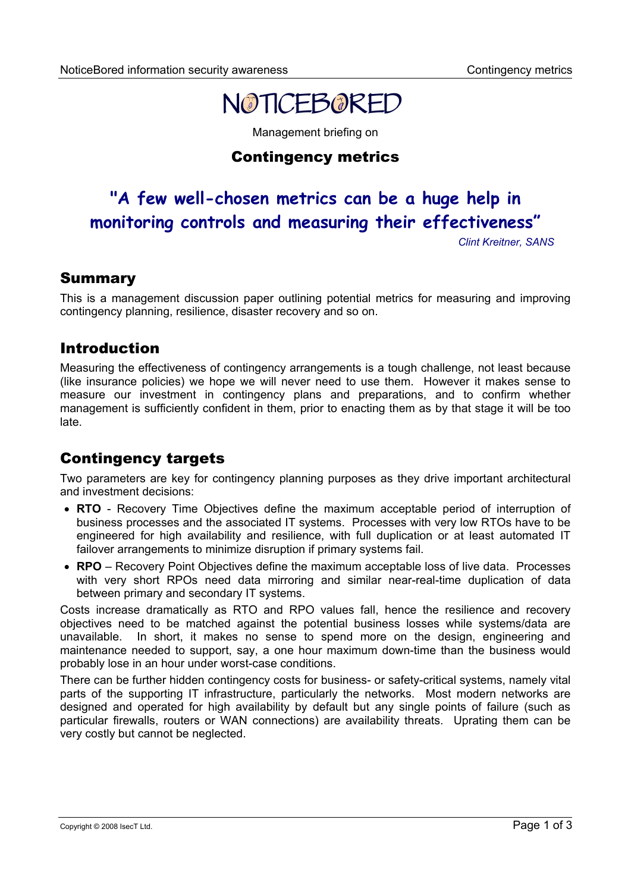# NOTICEBORED

Management briefing on

## Contingency metrics

**"A few well-chosen metrics can be a huge help in monitoring controls and measuring their effectiveness"**

*Clint Kreitner, SANS*

## Summary

This is a management discussion paper outlining potential metrics for measuring and improving contingency planning, resilience, disaster recovery and so on.

## Introduction

Measuring the effectiveness of contingency arrangements is a tough challenge, not least because (like insurance policies) we hope we will never need to use them. However it makes sense to measure our investment in contingency plans and preparations, and to confirm whether management is sufficiently confident in them, prior to enacting them as by that stage it will be too late.

## Contingency targets

Two parameters are key for contingency planning purposes as they drive important architectural and investment decisions:

- **RTO** - Recovery Time Objectives define the maximum acceptable period of interruption of business processes and the associated IT systems. Processes with very low RTOs have to be engineered for high availability and resilience, with full duplication or at least automated IT failover arrangements to minimize disruption if primary systems fail.
- **RPO** – Recovery Point Objectives define the maximum acceptable loss of live data. Processes with very short RPOs need data mirroring and similar near-real-time duplication of data between primary and secondary IT systems.

Costs increase dramatically as RTO and RPO values fall, hence the resilience and recovery objectives need to be matched against the potential business losses while systems/data are unavailable. In short, it makes no sense to spend more on the design, engineering and maintenance needed to support, say, a one hour maximum down-time than the business would probably lose in an hour under worst-case conditions.

There can be further hidden contingency costs for business- or safety-critical systems, namely vital parts of the supporting IT infrastructure, particularly the networks. Most modern networks are designed and operated for high availability by default but any single points of failure (such as particular firewalls, routers or WAN connections) are availability threats. Uprating them can be very costly but cannot be neglected.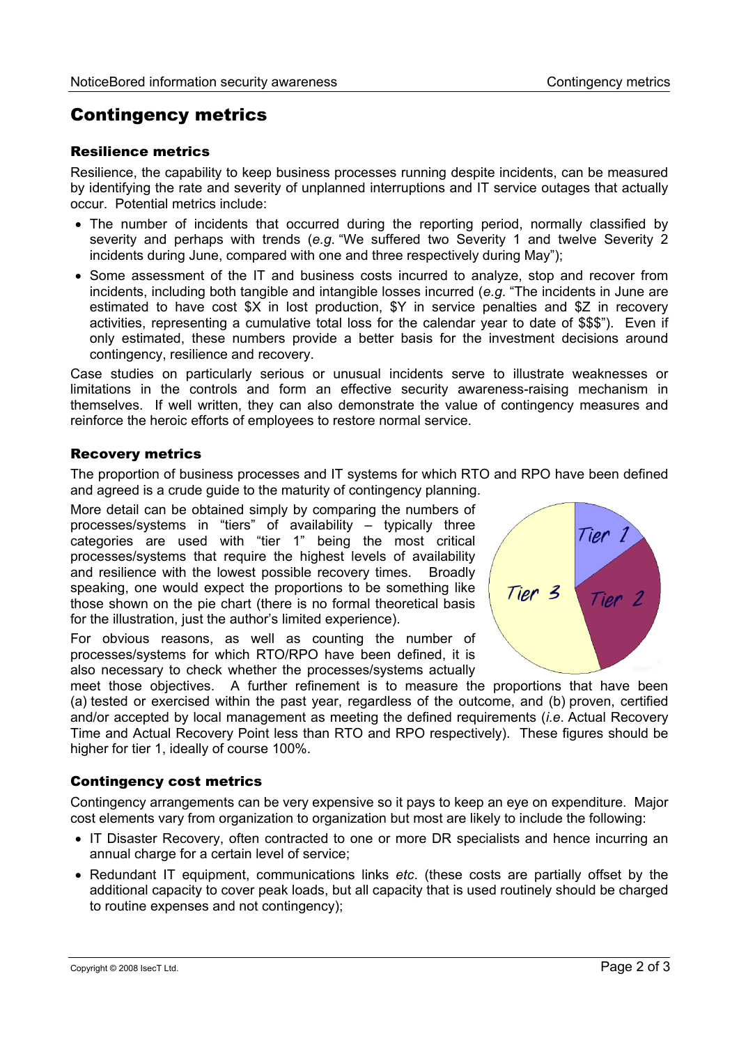# Contingency metrics

## Resilience metrics

Resilience, the capability to keep business processes running despite incidents, can be measured by identifying the rate and severity of unplanned interruptions and IT service outages that actually occur. Potential metrics include:

- The number of incidents that occurred during the reporting period, normally classified by severity and perhaps with trends (*e.g.* "We suffered two Severity 1 and twelve Severity 2 incidents during June, compared with one and three respectively during May");
- Some assessment of the IT and business costs incurred to analyze, stop and recover from incidents, including both tangible and intangible losses incurred (*e.g.* "The incidents in June are estimated to have cost $X in lost production, $Y in service penalties and $Z in recovery activities, representing a cumulative total loss for the calendar year to date of $$$"). Even if only estimated, these numbers provide a better basis for the investment decisions around contingency, resilience and recovery.

Case studies on particularly serious or unusual incidents serve to illustrate weaknesses or limitations in the controls and form an effective security awareness-raising mechanism in themselves. If well written, they can also demonstrate the value of contingency measures and reinforce the heroic efforts of employees to restore normal service.

## Recovery metrics

The proportion of business processes and IT systems for which RTO and RPO have been defined and agreed is a crude guide to the maturity of contingency planning.

More detail can be obtained simply by comparing the numbers of processes/systems in "tiers" of availability – typically three categories are used with "tier 1" being the most critical processes/systems that require the highest levels of availability and resilience with the lowest possible recovery times. Broadly speaking, one would expect the proportions to be something like those shown on the pie chart (there is no formal theoretical basis for the illustration, just the author's limited experience).

For obvious reasons, as well as counting the number of processes/systems for which RTO/RPO have been defined, it is also necessary to check whether the processes/systems actually meet those objectives. A further refinement is to measure the proportions that have been (a) tested or exercised within the past year, regardless of the outcome, and (b) proven, certified and/or accepted by local management as meeting the defined requirements (*i.e.* Actual Recovery Time and Actual Recovery Point less than RTO and RPO respectively). These figures should be higher for tier 1, ideally of course 100%.

## Contingency cost metrics

Contingency arrangements can be very expensive so it pays to keep an eye on expenditure. Major cost elements vary from organization to organization but most are likely to include the following:

- IT Disaster Recovery, often contracted to one or more DR specialists and hence incurring an annual charge for a certain level of service;
- Redundant IT equipment, communications links *etc*. (these costs are partially offset by the additional capacity to cover peak loads, but all capacity that is used routinely should be charged to routine expenses and not contingency);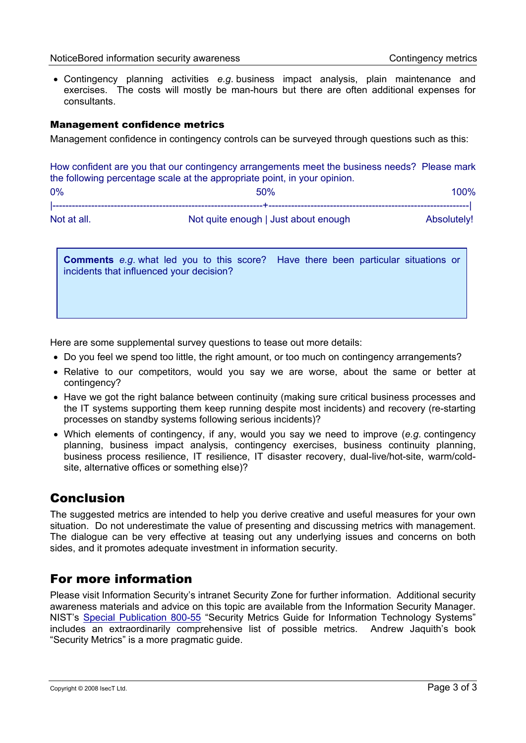- Contingency planning activities *e.g.* business impact analysis, plain maintenance and exercises. The costs will mostly be man-hours but there are often additional expenses for consultants.

### Management confidence metrics

Management confidence in contingency controls can be surveyed through questions such as this:

How confident are you that our contingency arrangements meet the business needs? Please mark the following percentage scale at the appropriate point, in your opinion.

0% 50% 100%

|-----------------------------------------------------------------+--------------------------------------------------------------|

Not at all. Not quite enough | Just about enough Absolutely!

**Comments** *e.g.* what led you to this score? Have there been particular situations or incidents that influenced your decision?

Here are some supplemental survey questions to tease out more details:

- Do you feel we spend too little, the right amount, or too much on contingency arrangements?
- Relative to our competitors, would you say we are worse, about the same or better at contingency?
- Have we got the right balance between continuity (making sure critical business processes and the IT systems supporting them keep running despite most incidents) and recovery (re-starting processes on standby systems following serious incidents)?
- Which elements of contingency, if any, would you say we need to improve (*e.g.* contingency planning, business impact analysis, contingency exercises, business continuity planning, business process resilience, IT resilience, IT disaster recovery, dual-live/hot-site, warm/cold-site, alternative offices or something else)?

## Conclusion

The suggested metrics are intended to help you derive creative and useful measures for your own situation. Do not underestimate the value of presenting and discussing metrics with management. The dialogue can be very effective at teasing out any underlying issues and concerns on both sides, and it promotes adequate investment in information security.

## For more information

Please visit Information Security's intranet Security Zone for further information. Additional security awareness materials and advice on this topic are available from the Information Security Manager. NIST's Special Publication 800-55 "Security Metrics Guide for Information Technology Systems" includes an extraordinarily comprehensive list of possible metrics. Andrew Jaquith's book "Security Metrics" is a more pragmatic guide.